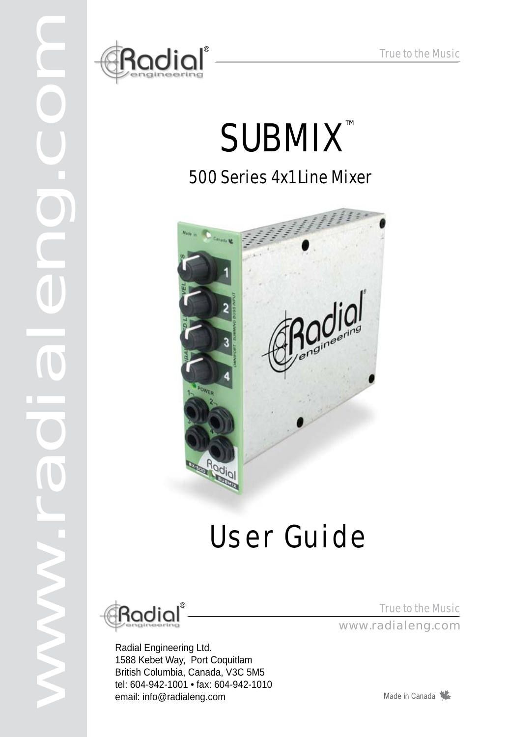True to the Music

# SUBMIX™

## 500 Series 4x1 Line Mixer

# User Guide

True to the Music

www.radialeng.com

Radial Engineering Ltd.
1588 Kebet Way, Port Coquitlam
British Columbia, Canada, V3C 5M5
tel: 604-942-1001 • fax: 604-942-1010
email: info@radialeng.com

Made in Canada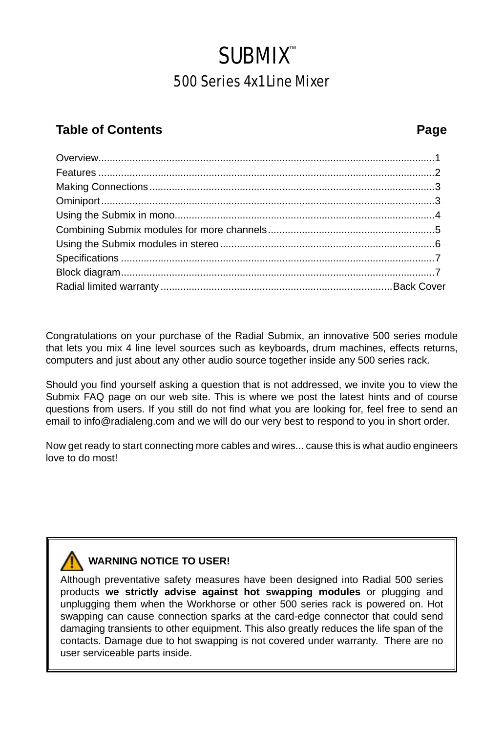# SUBMIX™

## 500 Series 4x1 Line Mixer

| Table of Contents | Page |
|---|---|
| Overview | 1 |
| Features | 2 |
| Making Connections | 3 |
| Ominiport | 3 |
| Using the Submix in mono | 4 |
| Combining Submix modules for more channels | 5 |
| Using the Submix modules in stereo | 6 |
| Specifications | 7 |
| Block diagram | 7 |
| Radial limited warranty | Back Cover |

Congratulations on your purchase of the Radial Submix, an innovative 500 series module that lets you mix 4 line level sources such as keyboards, drum machines, effects returns, computers and just about any other audio source together inside any 500 series rack.

Should you find yourself asking a question that is not addressed, we invite you to view the Submix FAQ page on our web site. This is where we post the latest hints and of course questions from users. If you still do not find what you are looking for, feel free to send an email to info@radialeng.com and we will do our very best to respond to you in short order.

Now get ready to start connecting more cables and wires... cause this is what audio engineers love to do most!

**WARNING NOTICE TO USER!**

Although preventative safety measures have been designed into Radial 500 series products **we strictly advise against hot swapping modules** or plugging and unplugging them when the Workhorse or other 500 series rack is powered on. Hot swapping can cause connection sparks at the card-edge connector that could send damaging transients to other equipment. This also greatly reduces the life span of the contacts. Damage due to hot swapping is not covered under warranty. There are no user serviceable parts inside.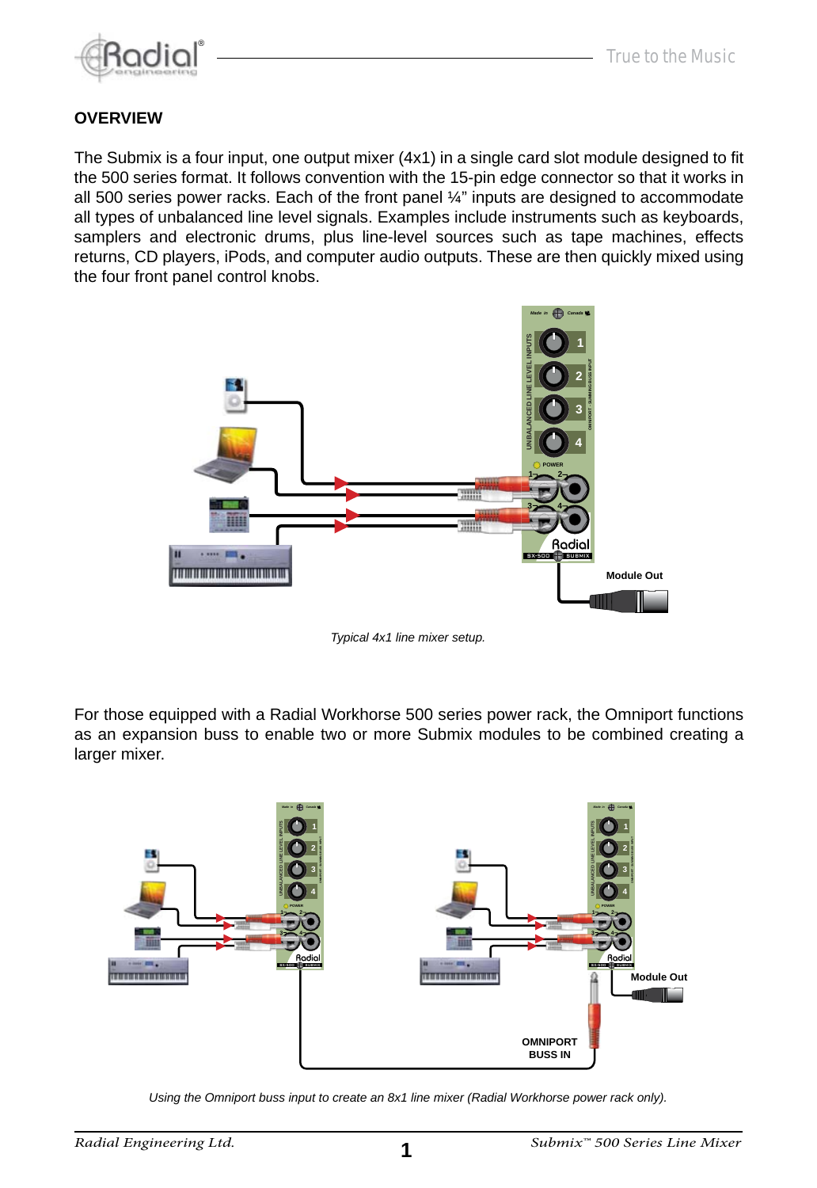## OVERVIEW

The Submix is a four input, one output mixer (4x1) in a single card slot module designed to fit the 500 series format. It follows convention with the 15-pin edge connector so that it works in all 500 series power racks. Each of the front panel ¼" inputs are designed to accommodate all types of unbalanced line level signals. Examples include instruments such as keyboards, samplers and electronic drums, plus line-level sources such as tape machines, effects returns, CD players, iPods, and computer audio outputs. These are then quickly mixed using the four front panel control knobs.

*Typical 4x1 line mixer setup.*

For those equipped with a Radial Workhorse 500 series power rack, the Omniport functions as an expansion buss to enable two or more Submix modules to be combined creating a larger mixer.

*Using the Omniport buss input to create an 8x1 line mixer (Radial Workhorse power rack only).*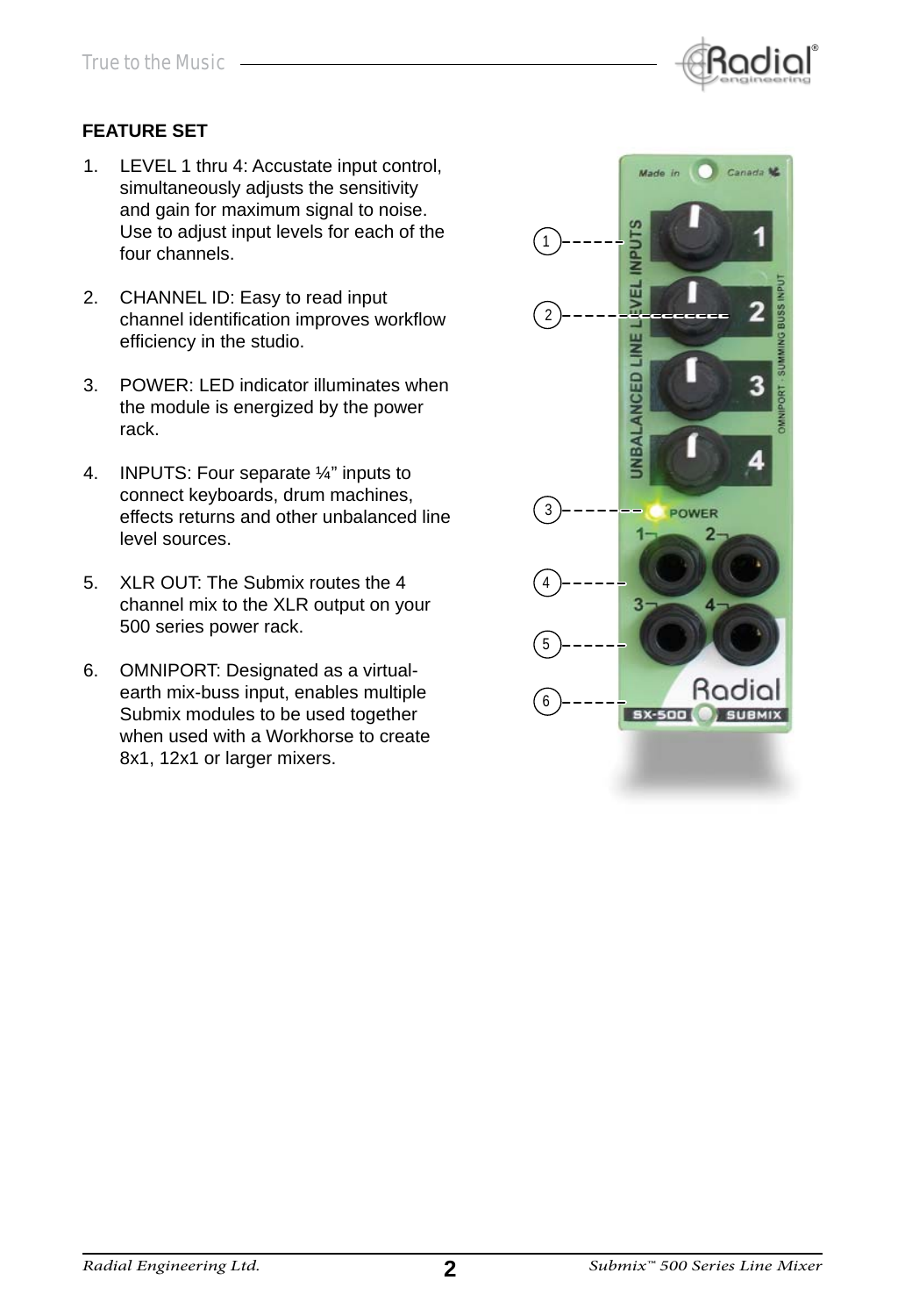**FEATURE SET**

1. LEVEL 1 thru 4: Accustate input control, simultaneously adjusts the sensitivity and gain for maximum signal to noise. Use to adjust input levels for each of the four channels.

2. CHANNEL ID: Easy to read input channel identification improves workflow efficiency in the studio.

3. POWER: LED indicator illuminates when the module is energized by the power rack.

4. INPUTS: Four separate ¼" inputs to connect keyboards, drum machines, effects returns and other unbalanced line level sources.

5. XLR OUT: The Submix routes the 4 channel mix to the XLR output on your 500 series power rack.

6. OMNIPORT: Designated as a virtual-earth mix-buss input, enables multiple Submix modules to be used together when used with a Workhorse to create 8x1, 12x1 or larger mixers.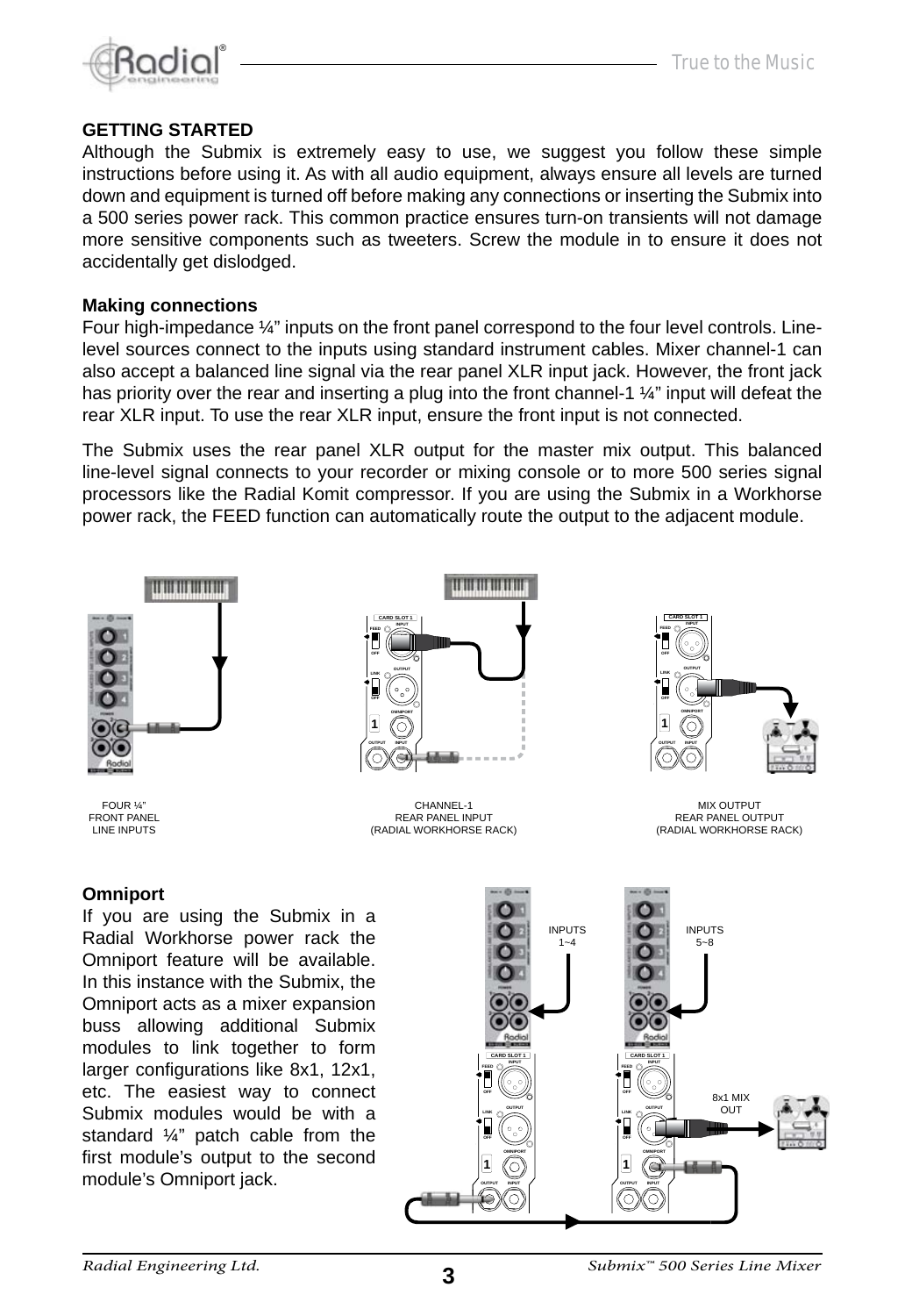## GETTING STARTED

Although the Submix is extremely easy to use, we suggest you follow these simple instructions before using it. As with all audio equipment, always ensure all levels are turned down and equipment is turned off before making any connections or inserting the Submix into a 500 series power rack. This common practice ensures turn-on transients will not damage more sensitive components such as tweeters. Screw the module in to ensure it does not accidentally get dislodged.

### Making connections

Four high-impedance ¼" inputs on the front panel correspond to the four level controls. Line-level sources connect to the inputs using standard instrument cables. Mixer channel-1 can also accept a balanced line signal via the rear panel XLR input jack. However, the front jack has priority over the rear and inserting a plug into the front channel-1 ¼" input will defeat the rear XLR input. To use the rear XLR input, ensure the front input is not connected.

The Submix uses the rear panel XLR output for the master mix output. This balanced line-level signal connects to your recorder or mixing console or to more 500 series signal processors like the Radial Komit compressor. If you are using the Submix in a Workhorse power rack, the FEED function can automatically route the output to the adjacent module.

FOUR ¼" FRONT PANEL LINE INPUTS

CHANNEL-1 REAR PANEL INPUT (RADIAL WORKHORSE RACK)

MIX OUTPUT REAR PANEL OUTPUT (RADIAL WORKHORSE RACK)

### Omniport

If you are using the Submix in a Radial Workhorse power rack the Omniport feature will be available. In this instance with the Submix, the Omniport acts as a mixer expansion buss allowing additional Submix modules to link together to form larger configurations like 8x1, 12x1, etc. The easiest way to connect Submix modules would be with a standard ¼" patch cable from the first module's output to the second module's Omniport jack.

INPUTS 1~4

INPUTS 5~8

8x1 MIX OUT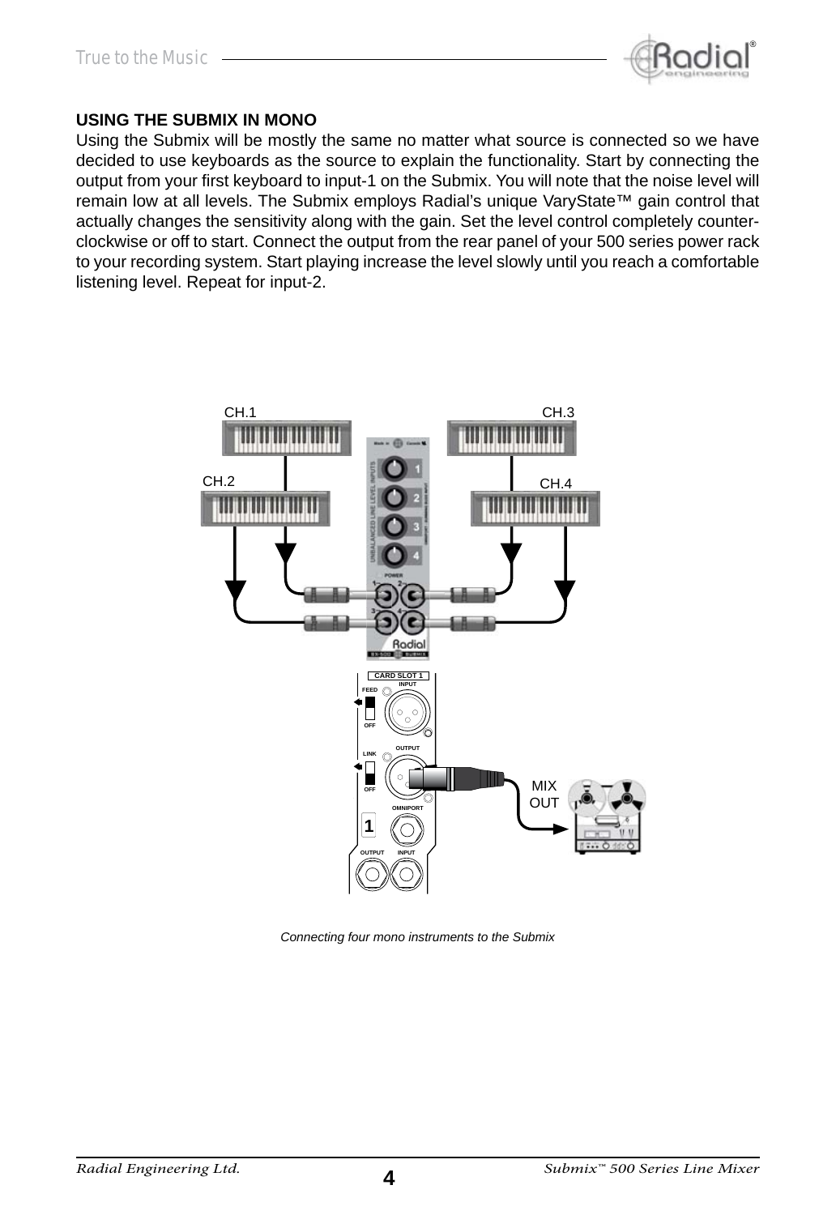## USING THE SUBMIX IN MONO

Using the Submix will be mostly the same no matter what source is connected so we have decided to use keyboards as the source to explain the functionality. Start by connecting the output from your first keyboard to input-1 on the Submix. You will note that the noise level will remain low at all levels. The Submix employs Radial's unique VaryState™ gain control that actually changes the sensitivity along with the gain. Set the level control completely counter-clockwise or off to start. Connect the output from the rear panel of your 500 series power rack to your recording system. Start playing increase the level slowly until you reach a comfortable listening level. Repeat for input-2.

*Connecting four mono instruments to the Submix*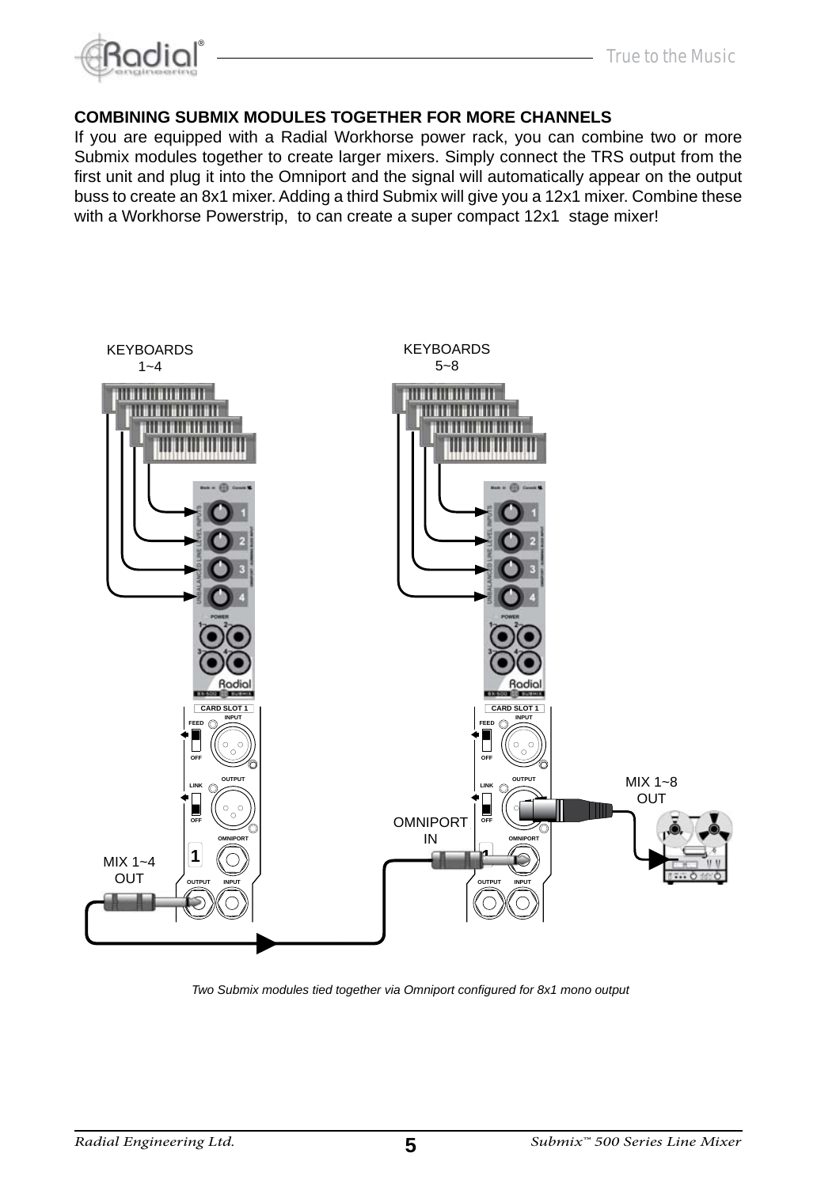## COMBINING SUBMIX MODULES TOGETHER FOR MORE CHANNELS

If you are equipped with a Radial Workhorse power rack, you can combine two or more Submix modules together to create larger mixers. Simply connect the TRS output from the first unit and plug it into the Omniport and the signal will automatically appear on the output buss to create an 8x1 mixer. Adding a third Submix will give you a 12x1 mixer. Combine these with a Workhorse Powerstrip, to can create a super compact 12x1 stage mixer!

*Two Submix modules tied together via Omniport configured for 8x1 mono output*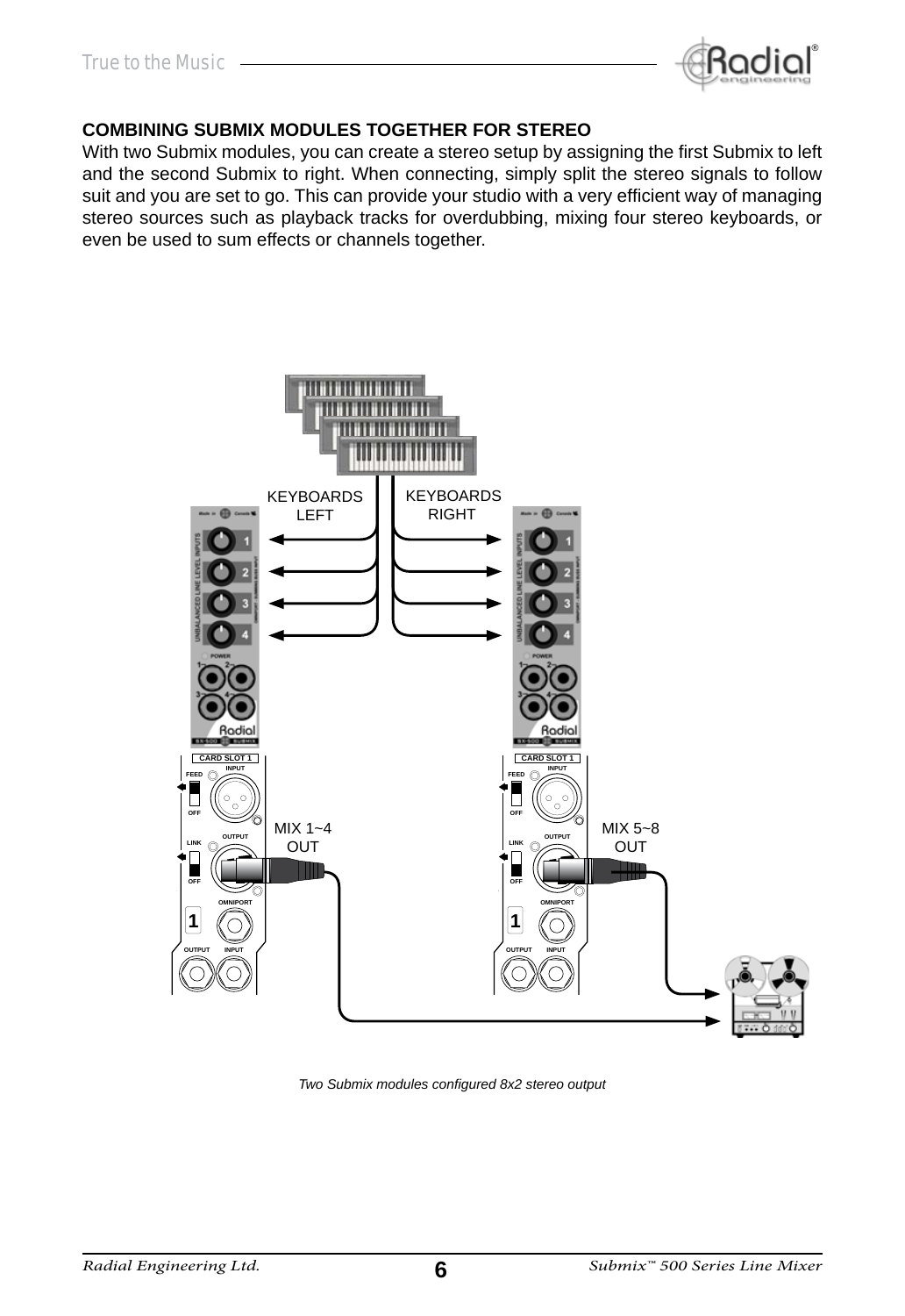## COMBINING SUBMIX MODULES TOGETHER FOR STEREO

With two Submix modules, you can create a stereo setup by assigning the first Submix to left and the second Submix to right. When connecting, simply split the stereo signals to follow suit and you are set to go. This can provide your studio with a very efficient way of managing stereo sources such as playback tracks for overdubbing, mixing four stereo keyboards, or even be used to sum effects or channels together.

*Two Submix modules configured 8x2 stereo output*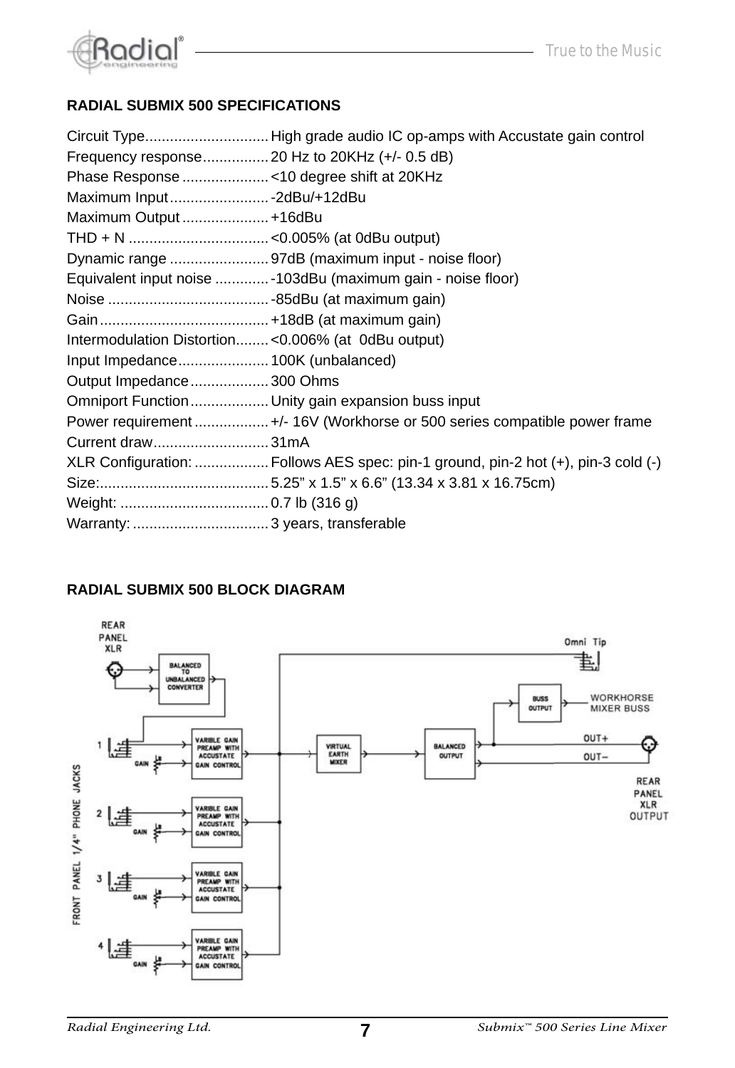## RADIAL SUBMIX 500 SPECIFICATIONS

| | |
|---|---|
| Circuit Type | High grade audio IC op-amps with Accustate gain control |
| Frequency response | 20 Hz to 20KHz (+/- 0.5 dB) |
| Phase Response | <10 degree shift at 20KHz |
| Maximum Input | -2dBu/+12dBu |
| Maximum Output | +16dBu |
| THD + N | <0.005% (at 0dBu output) |
| Dynamic range | 97dB (maximum input - noise floor) |
| Equivalent input noise | -103dBu (maximum gain - noise floor) |
| Noise | -85dBu (at maximum gain) |
| Gain | +18dB (at maximum gain) |
| Intermodulation Distortion | <0.006% (at 0dBu output) |
| Input Impedance | 100K (unbalanced) |
| Output Impedance | 300 Ohms |
| Omniport Function | Unity gain expansion buss input |
| Power requirement | +/- 16V (Workhorse or 500 series compatible power frame |
| Current draw | 31mA |
| XLR Configuration: | Follows AES spec: pin-1 ground, pin-2 hot (+), pin-3 cold (-) |
| Size: | 5.25” x 1.5” x 6.6” (13.34 x 3.81 x 16.75cm) |
| Weight: | 0.7 lb (316 g) |
| Warranty: | 3 years, transferable |

## RADIAL SUBMIX 500 BLOCK DIAGRAM

REAR PANEL XLR

BALANCED TO UNBALANCED CONVERTER

Omni Tip

BUSS OUTPUT

WORKHORSE MIXER BUSS

FRONT PANEL 1/4" PHONE JACKS

1 GAIN — VARIBLE GAIN PREAMP WITH ACCUSTATE GAIN CONTROL

2 GAIN — VARIBLE GAIN PREAMP WITH ACCUSTATE GAIN CONTROL

3 GAIN — VARIBLE GAIN PREAMP WITH ACCUSTATE GAIN CONTROL

4 GAIN — VARIBLE GAIN PREAMP WITH ACCUSTATE GAIN CONTROL

VIRTUAL EARTH MIXER

BALANCED OUTPUT

OUT+

OUT−

REAR PANEL XLR OUTPUT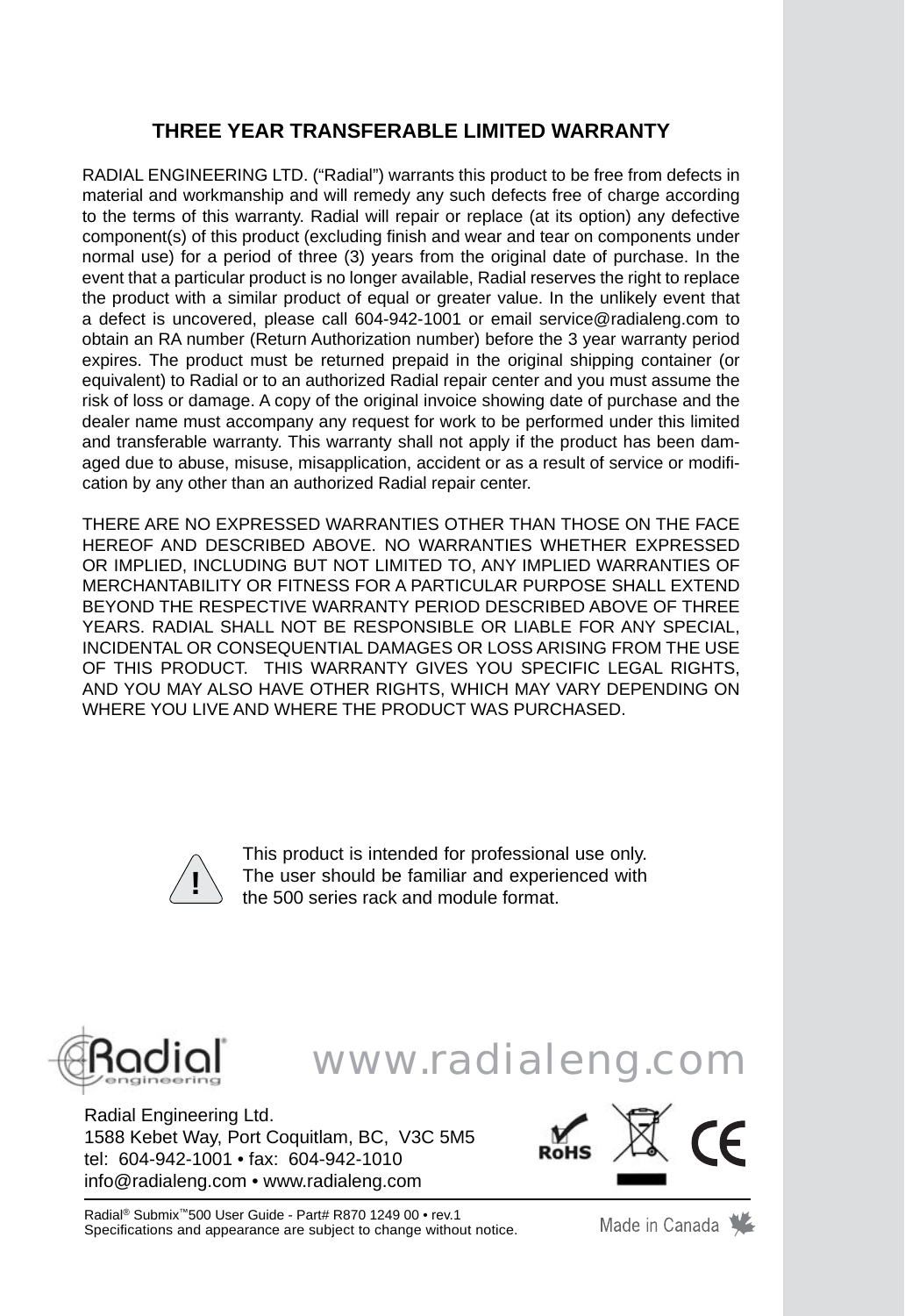## THREE YEAR TRANSFERABLE LIMITED WARRANTY

RADIAL ENGINEERING LTD. (“Radial”) warrants this product to be free from defects in material and workmanship and will remedy any such defects free of charge according to the terms of this warranty. Radial will repair or replace (at its option) any defective component(s) of this product (excluding finish and wear and tear on components under normal use) for a period of three (3) years from the original date of purchase. In the event that a particular product is no longer available, Radial reserves the right to replace the product with a similar product of equal or greater value. In the unlikely event that a defect is uncovered, please call 604-942-1001 or email service@radialeng.com to obtain an RA number (Return Authorization number) before the 3 year warranty period expires. The product must be returned prepaid in the original shipping container (or equivalent) to Radial or to an authorized Radial repair center and you must assume the risk of loss or damage. A copy of the original invoice showing date of purchase and the dealer name must accompany any request for work to be performed under this limited and transferable warranty. This warranty shall not apply if the product has been damaged due to abuse, misuse, misapplication, accident or as a result of service or modification by any other than an authorized Radial repair center.

THERE ARE NO EXPRESSED WARRANTIES OTHER THAN THOSE ON THE FACE HEREOF AND DESCRIBED ABOVE. NO WARRANTIES WHETHER EXPRESSED OR IMPLIED, INCLUDING BUT NOT LIMITED TO, ANY IMPLIED WARRANTIES OF MERCHANTABILITY OR FITNESS FOR A PARTICULAR PURPOSE SHALL EXTEND BEYOND THE RESPECTIVE WARRANTY PERIOD DESCRIBED ABOVE OF THREE YEARS. RADIAL SHALL NOT BE RESPONSIBLE OR LIABLE FOR ANY SPECIAL, INCIDENTAL OR CONSEQUENTIAL DAMAGES OR LOSS ARISING FROM THE USE OF THIS PRODUCT. THIS WARRANTY GIVES YOU SPECIFIC LEGAL RIGHTS, AND YOU MAY ALSO HAVE OTHER RIGHTS, WHICH MAY VARY DEPENDING ON WHERE YOU LIVE AND WHERE THE PRODUCT WAS PURCHASED.

! This product is intended for professional use only. The user should be familiar and experienced with the 500 series rack and module format.

Radial engineering

www.radialeng.com

Radial Engineering Ltd.
1588 Kebet Way, Port Coquitlam, BC, V3C 5M5
tel: 604-942-1001 • fax: 604-942-1010
info@radialeng.com • www.radialeng.com

RoHS CE

Radial® Submix™500 User Guide - Part# R870 1249 00 • rev.1
Specifications and appearance are subject to change without notice.

Made in Canada